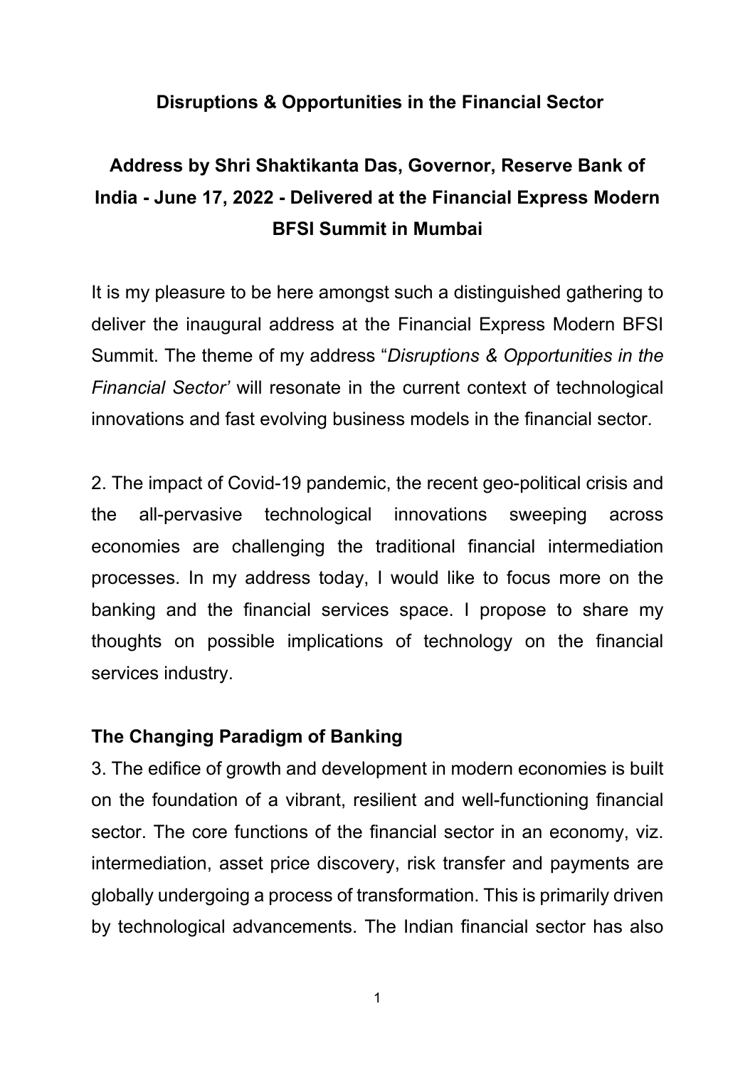# Disruptions & Opportunities in the Financial Sector

## Address by Shri Shaktikanta Das, Governor, Reserve Bank of India - June 17, 2022 - Delivered at the Financial Express Modern BFSI Summit in Mumbai

It is my pleasure to be here amongst such a distinguished gathering to deliver the inaugural address at the Financial Express Modern BFSI Summit. The theme of my address "*Disruptions & Opportunities in the Financial Sector'* will resonate in the current context of technological innovations and fast evolving business models in the financial sector.

2. The impact of Covid-19 pandemic, the recent geo-political crisis and the all-pervasive technological innovations sweeping across economies are challenging the traditional financial intermediation processes. In my address today, I would like to focus more on the banking and the financial services space. I propose to share my thoughts on possible implications of technology on the financial services industry.

### The Changing Paradigm of Banking

3. The edifice of growth and development in modern economies is built on the foundation of a vibrant, resilient and well-functioning financial sector. The core functions of the financial sector in an economy, viz. intermediation, asset price discovery, risk transfer and payments are globally undergoing a process of transformation. This is primarily driven by technological advancements. The Indian financial sector has also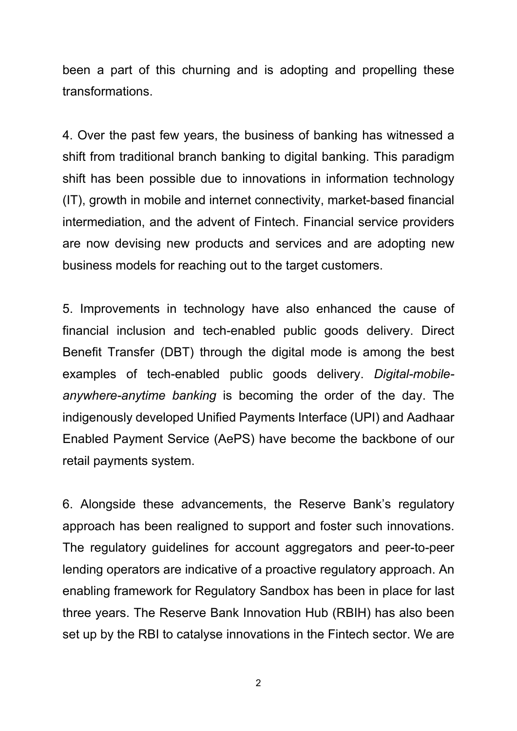been a part of this churning and is adopting and propelling these transformations.

4. Over the past few years, the business of banking has witnessed a shift from traditional branch banking to digital banking. This paradigm shift has been possible due to innovations in information technology (IT), growth in mobile and internet connectivity, market-based financial intermediation, and the advent of Fintech. Financial service providers are now devising new products and services and are adopting new business models for reaching out to the target customers.

5. Improvements in technology have also enhanced the cause of financial inclusion and tech-enabled public goods delivery. Direct Benefit Transfer (DBT) through the digital mode is among the best examples of tech-enabled public goods delivery. *Digital-mobile-anywhere-anytime banking* is becoming the order of the day. The indigenously developed Unified Payments Interface (UPI) and Aadhaar Enabled Payment Service (AePS) have become the backbone of our retail payments system.

6. Alongside these advancements, the Reserve Bank's regulatory approach has been realigned to support and foster such innovations. The regulatory guidelines for account aggregators and peer-to-peer lending operators are indicative of a proactive regulatory approach. An enabling framework for Regulatory Sandbox has been in place for last three years. The Reserve Bank Innovation Hub (RBIH) has also been set up by the RBI to catalyse innovations in the Fintech sector. We are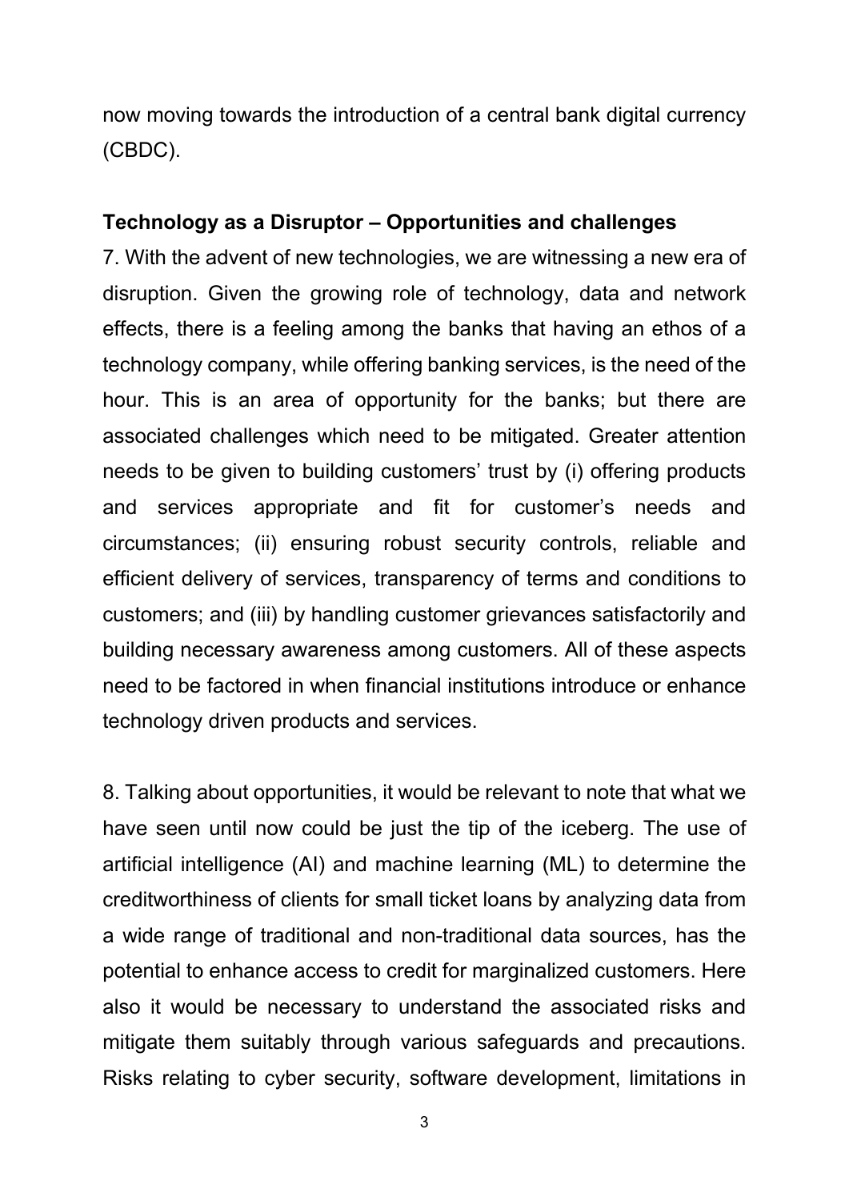now moving towards the introduction of a central bank digital currency (CBDC).

**Technology as a Disruptor – Opportunities and challenges**

7. With the advent of new technologies, we are witnessing a new era of disruption. Given the growing role of technology, data and network effects, there is a feeling among the banks that having an ethos of a technology company, while offering banking services, is the need of the hour. This is an area of opportunity for the banks; but there are associated challenges which need to be mitigated. Greater attention needs to be given to building customers' trust by (i) offering products and services appropriate and fit for customer's needs and circumstances; (ii) ensuring robust security controls, reliable and efficient delivery of services, transparency of terms and conditions to customers; and (iii) by handling customer grievances satisfactorily and building necessary awareness among customers. All of these aspects need to be factored in when financial institutions introduce or enhance technology driven products and services.

8. Talking about opportunities, it would be relevant to note that what we have seen until now could be just the tip of the iceberg. The use of artificial intelligence (AI) and machine learning (ML) to determine the creditworthiness of clients for small ticket loans by analyzing data from a wide range of traditional and non-traditional data sources, has the potential to enhance access to credit for marginalized customers. Here also it would be necessary to understand the associated risks and mitigate them suitably through various safeguards and precautions. Risks relating to cyber security, software development, limitations in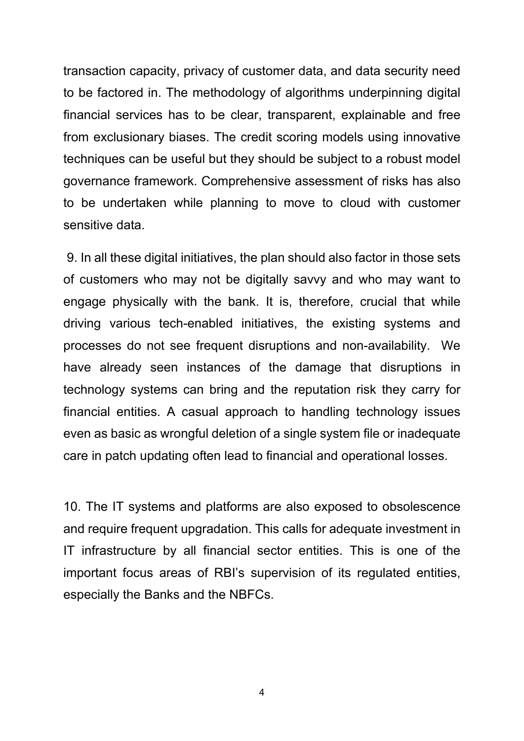transaction capacity, privacy of customer data, and data security need to be factored in. The methodology of algorithms underpinning digital financial services has to be clear, transparent, explainable and free from exclusionary biases. The credit scoring models using innovative techniques can be useful but they should be subject to a robust model governance framework. Comprehensive assessment of risks has also to be undertaken while planning to move to cloud with customer sensitive data.

9. In all these digital initiatives, the plan should also factor in those sets of customers who may not be digitally savvy and who may want to engage physically with the bank. It is, therefore, crucial that while driving various tech-enabled initiatives, the existing systems and processes do not see frequent disruptions and non-availability. We have already seen instances of the damage that disruptions in technology systems can bring and the reputation risk they carry for financial entities. A casual approach to handling technology issues even as basic as wrongful deletion of a single system file or inadequate care in patch updating often lead to financial and operational losses.

10. The IT systems and platforms are also exposed to obsolescence and require frequent upgradation. This calls for adequate investment in IT infrastructure by all financial sector entities. This is one of the important focus areas of RBI's supervision of its regulated entities, especially the Banks and the NBFCs.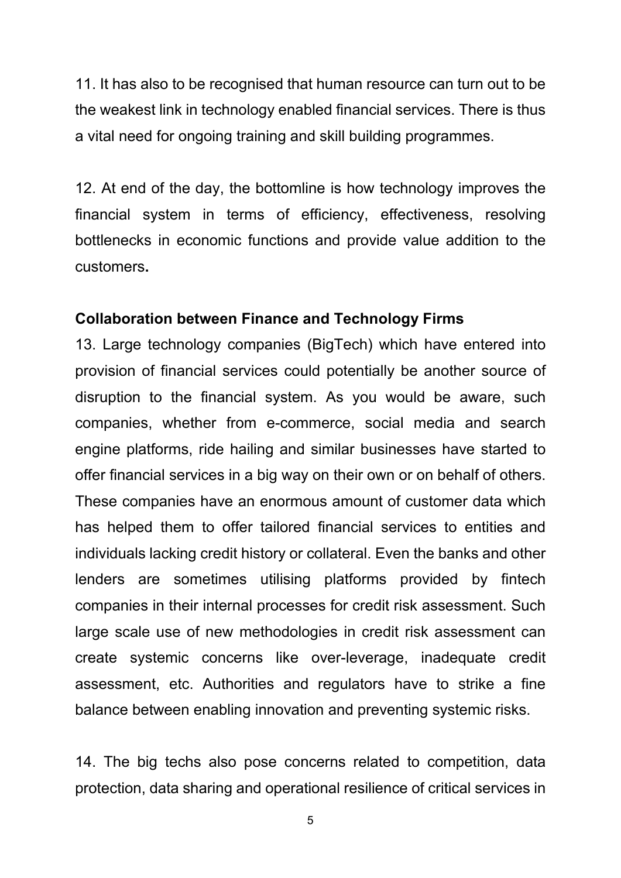11. It has also to be recognised that human resource can turn out to be the weakest link in technology enabled financial services. There is thus a vital need for ongoing training and skill building programmes.

12. At end of the day, the bottomline is how technology improves the financial system in terms of efficiency, effectiveness, resolving bottlenecks in economic functions and provide value addition to the customers**.**

**Collaboration between Finance and Technology Firms**

13. Large technology companies (BigTech) which have entered into provision of financial services could potentially be another source of disruption to the financial system. As you would be aware, such companies, whether from e-commerce, social media and search engine platforms, ride hailing and similar businesses have started to offer financial services in a big way on their own or on behalf of others. These companies have an enormous amount of customer data which has helped them to offer tailored financial services to entities and individuals lacking credit history or collateral. Even the banks and other lenders are sometimes utilising platforms provided by fintech companies in their internal processes for credit risk assessment. Such large scale use of new methodologies in credit risk assessment can create systemic concerns like over-leverage, inadequate credit assessment, etc. Authorities and regulators have to strike a fine balance between enabling innovation and preventing systemic risks.

14. The big techs also pose concerns related to competition, data protection, data sharing and operational resilience of critical services in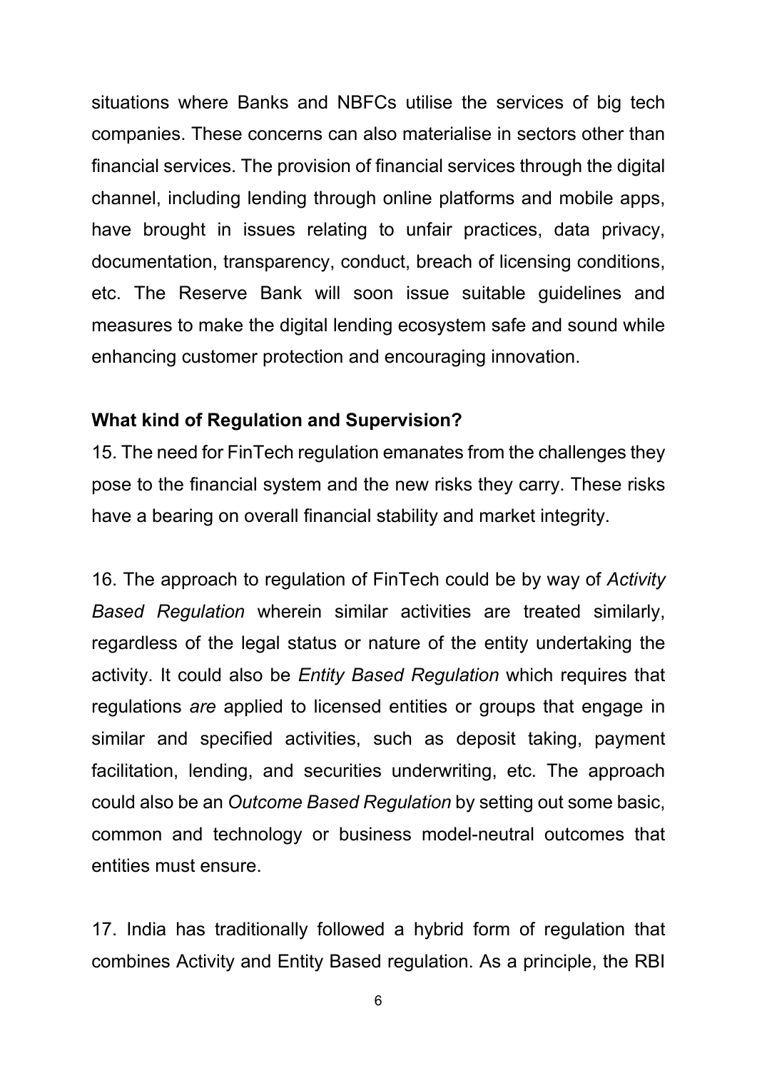situations where Banks and NBFCs utilise the services of big tech companies. These concerns can also materialise in sectors other than financial services. The provision of financial services through the digital channel, including lending through online platforms and mobile apps, have brought in issues relating to unfair practices, data privacy, documentation, transparency, conduct, breach of licensing conditions, etc. The Reserve Bank will soon issue suitable guidelines and measures to make the digital lending ecosystem safe and sound while enhancing customer protection and encouraging innovation.

**What kind of Regulation and Supervision?**

15. The need for FinTech regulation emanates from the challenges they pose to the financial system and the new risks they carry. These risks have a bearing on overall financial stability and market integrity.

16. The approach to regulation of FinTech could be by way of *Activity Based Regulation* wherein similar activities are treated similarly, regardless of the legal status or nature of the entity undertaking the activity. It could also be *Entity Based Regulation* which requires that regulations *are* applied to licensed entities or groups that engage in similar and specified activities, such as deposit taking, payment facilitation, lending, and securities underwriting, etc. The approach could also be an *Outcome Based Regulation* by setting out some basic, common and technology or business model-neutral outcomes that entities must ensure.

17. India has traditionally followed a hybrid form of regulation that combines Activity and Entity Based regulation. As a principle, the RBI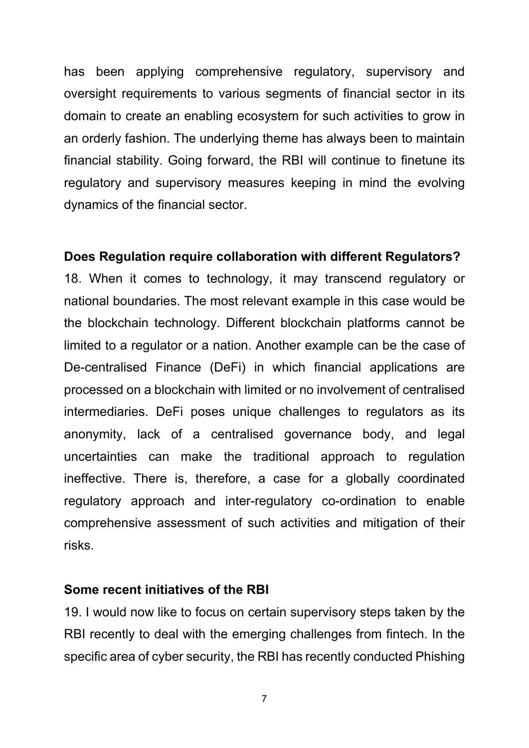has been applying comprehensive regulatory, supervisory and oversight requirements to various segments of financial sector in its domain to create an enabling ecosystem for such activities to grow in an orderly fashion. The underlying theme has always been to maintain financial stability. Going forward, the RBI will continue to finetune its regulatory and supervisory measures keeping in mind the evolving dynamics of the financial sector.

**Does Regulation require collaboration with different Regulators?**

18. When it comes to technology, it may transcend regulatory or national boundaries. The most relevant example in this case would be the blockchain technology. Different blockchain platforms cannot be limited to a regulator or a nation. Another example can be the case of De-centralised Finance (DeFi) in which financial applications are processed on a blockchain with limited or no involvement of centralised intermediaries. DeFi poses unique challenges to regulators as its anonymity, lack of a centralised governance body, and legal uncertainties can make the traditional approach to regulation ineffective. There is, therefore, a case for a globally coordinated regulatory approach and inter-regulatory co-ordination to enable comprehensive assessment of such activities and mitigation of their risks.

**Some recent initiatives of the RBI**

19. I would now like to focus on certain supervisory steps taken by the RBI recently to deal with the emerging challenges from fintech. In the specific area of cyber security, the RBI has recently conducted Phishing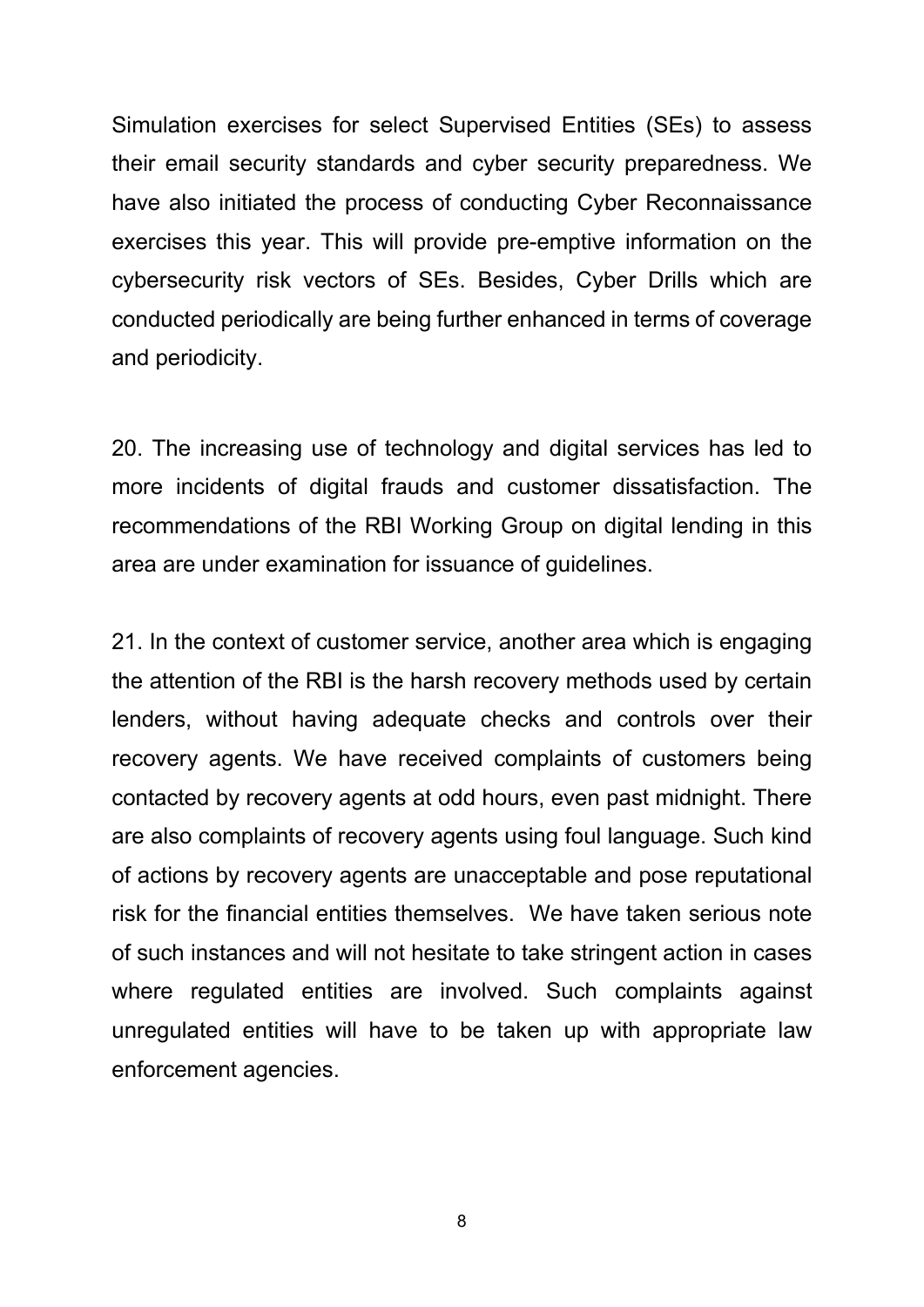Simulation exercises for select Supervised Entities (SEs) to assess their email security standards and cyber security preparedness. We have also initiated the process of conducting Cyber Reconnaissance exercises this year. This will provide pre-emptive information on the cybersecurity risk vectors of SEs. Besides, Cyber Drills which are conducted periodically are being further enhanced in terms of coverage and periodicity.

20. The increasing use of technology and digital services has led to more incidents of digital frauds and customer dissatisfaction. The recommendations of the RBI Working Group on digital lending in this area are under examination for issuance of guidelines.

21. In the context of customer service, another area which is engaging the attention of the RBI is the harsh recovery methods used by certain lenders, without having adequate checks and controls over their recovery agents. We have received complaints of customers being contacted by recovery agents at odd hours, even past midnight. There are also complaints of recovery agents using foul language. Such kind of actions by recovery agents are unacceptable and pose reputational risk for the financial entities themselves. We have taken serious note of such instances and will not hesitate to take stringent action in cases where regulated entities are involved. Such complaints against unregulated entities will have to be taken up with appropriate law enforcement agencies.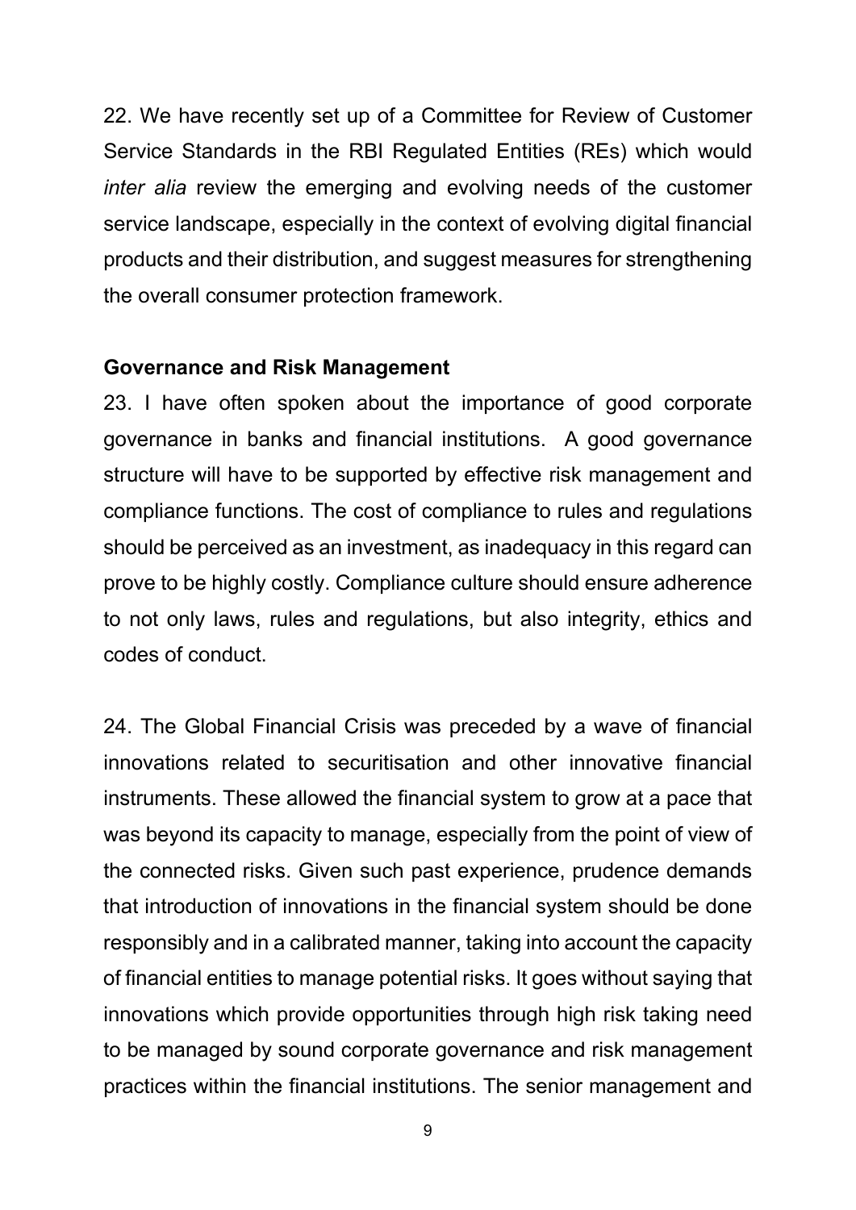22. We have recently set up of a Committee for Review of Customer Service Standards in the RBI Regulated Entities (REs) which would *inter alia* review the emerging and evolving needs of the customer service landscape, especially in the context of evolving digital financial products and their distribution, and suggest measures for strengthening the overall consumer protection framework.

**Governance and Risk Management**

23. I have often spoken about the importance of good corporate governance in banks and financial institutions. A good governance structure will have to be supported by effective risk management and compliance functions. The cost of compliance to rules and regulations should be perceived as an investment, as inadequacy in this regard can prove to be highly costly. Compliance culture should ensure adherence to not only laws, rules and regulations, but also integrity, ethics and codes of conduct.

24. The Global Financial Crisis was preceded by a wave of financial innovations related to securitisation and other innovative financial instruments. These allowed the financial system to grow at a pace that was beyond its capacity to manage, especially from the point of view of the connected risks. Given such past experience, prudence demands that introduction of innovations in the financial system should be done responsibly and in a calibrated manner, taking into account the capacity of financial entities to manage potential risks. It goes without saying that innovations which provide opportunities through high risk taking need to be managed by sound corporate governance and risk management practices within the financial institutions. The senior management and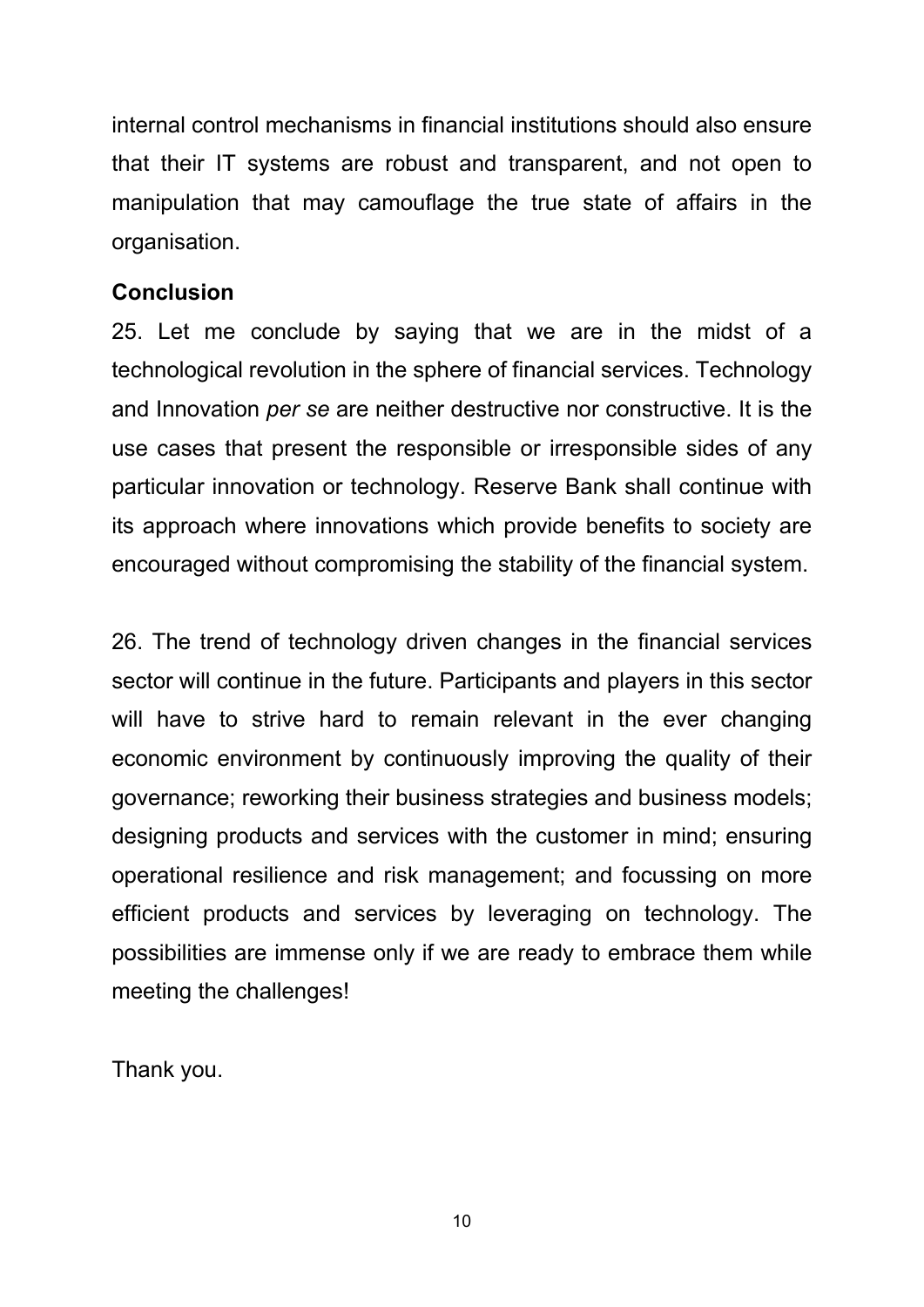internal control mechanisms in financial institutions should also ensure that their IT systems are robust and transparent, and not open to manipulation that may camouflage the true state of affairs in the organisation.

**Conclusion**

25. Let me conclude by saying that we are in the midst of a technological revolution in the sphere of financial services. Technology and Innovation *per se* are neither destructive nor constructive. It is the use cases that present the responsible or irresponsible sides of any particular innovation or technology. Reserve Bank shall continue with its approach where innovations which provide benefits to society are encouraged without compromising the stability of the financial system.

26. The trend of technology driven changes in the financial services sector will continue in the future. Participants and players in this sector will have to strive hard to remain relevant in the ever changing economic environment by continuously improving the quality of their governance; reworking their business strategies and business models; designing products and services with the customer in mind; ensuring operational resilience and risk management; and focussing on more efficient products and services by leveraging on technology. The possibilities are immense only if we are ready to embrace them while meeting the challenges!

Thank you.